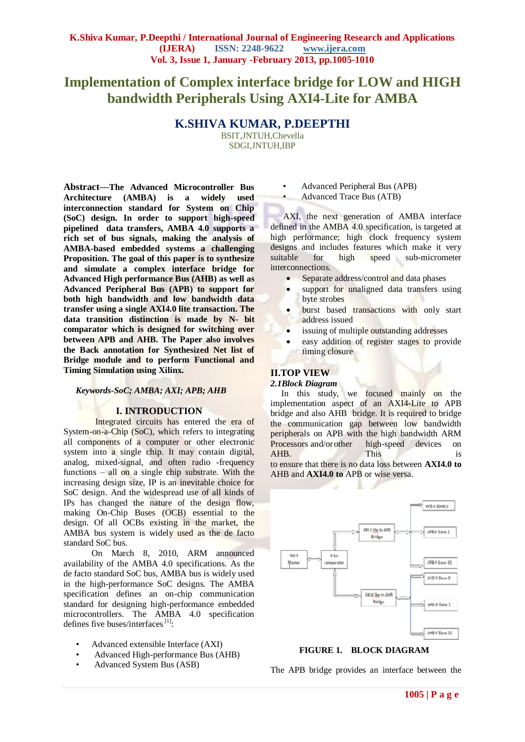# Implementation of Complex interface bridge for LOW and HIGH bandwidth Peripherals Using AXI4-Lite for AMBA

## K.SHIVA KUMAR, P.DEEPTHI

BSIT,JNTUH,Chevella
SDGI,JNTUH,IBP

**Abstract—The Advanced Microcontroller Bus Architecture (AMBA) is a widely used interconnection standard for System on Chip (SoC) design. In order to support high-speed pipelined data transfers, AMBA 4.0 supports a rich set of bus signals, making the analysis of AMBA-based embedded systems a challenging Proposition. The goal of this paper is to synthesize and simulate a complex interface bridge for Advanced High performance Bus (AHB) as well as Advanced Peripheral Bus (APB) to support for both high bandwidth and low bandwidth data transfer using a single AXI4.0 lite transaction. The data transition distinction is made by N- bit comparator which is designed for switching over between APB and AHB. The Paper also involves the Back annotation for Synthesized Net list of Bridge module and to perform Functional and Timing Simulation using Xilinx.**

***Keywords-SoC; AMBA; AXI; APB; AHB***

## I. INTRODUCTION

Integrated circuits has entered the era of System-on-a-Chip (SoC), which refers to integrating all components of a computer or other electronic system into a single chip. It may contain digital, analog, mixed-signal, and often radio -frequency functions – all on a single chip substrate. With the increasing design size, IP is an inevitable choice for SoC design. And the widespread use of all kinds of IPs has changed the nature of the design flow, making On-Chip Buses (OCB) essential to the design. Of all OCBs existing in the market, the AMBA bus system is widely used as the de facto standard SoC bus.

On March 8, 2010, ARM announced availability of the AMBA 4.0 specifications. As the de facto standard SoC bus, AMBA bus is widely used in the high-performance SoC designs. The AMBA specification defines an on-chip communication standard for designing high-performance embedded microcontrollers. The AMBA 4.0 specification defines five buses/interfaces [1]:

- Advanced extensible Interface (AXI)
- Advanced High-performance Bus (AHB)
- Advanced System Bus (ASB)
- Advanced Peripheral Bus (APB)
- Advanced Trace Bus (ATB)

AXI, the next generation of AMBA interface defined in the AMBA 4.0 specification, is targeted at high performance; high clock frequency system designs and includes features which make it very suitable for high speed sub-micrometer interconnections.

- Separate address/control and data phases
- support for unaligned data transfers using byte strobes
- burst based transactions with only start address issued
- issuing of multiple outstanding addresses
- easy addition of register stages to provide timing closure

## II.TOP VIEW

### *2.1Block Diagram*

In this study, we focused mainly on the implementation aspect of an AXI4-Lite to APB bridge and also AHB bridge. It is required to bridge the communication gap between low bandwidth peripherals on APB with the high bandwidth ARM Processors and/or other high-speed devices on AHB. This is to ensure that there is no data loss between **AXI4.0 to** AHB and **AXI4.0 to** APB or wise versa.

**FIGURE 1. BLOCK DIAGRAM**

The APB bridge provides an interface between the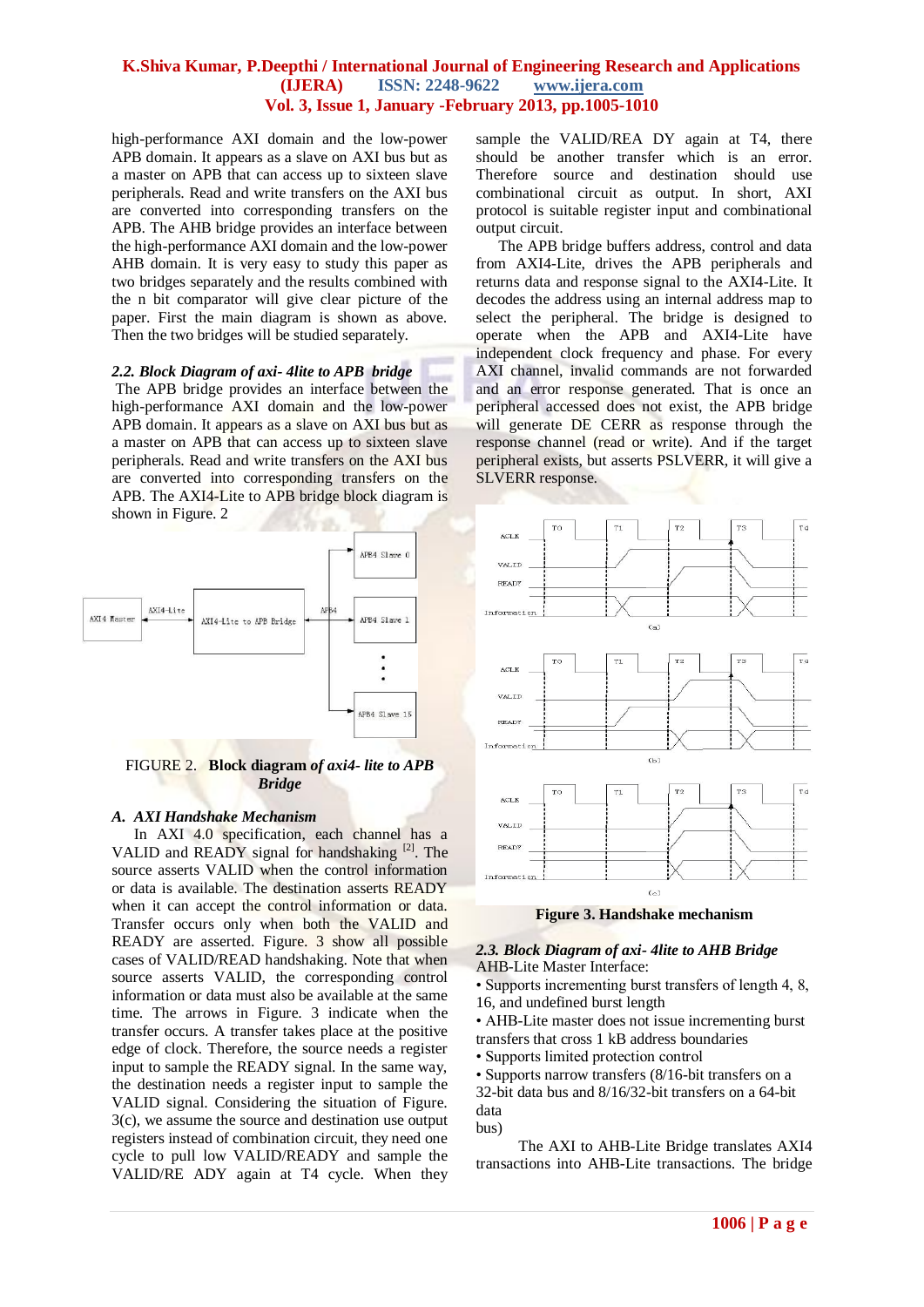high-performance AXI domain and the low-power APB domain. It appears as a slave on AXI bus but as a master on APB that can access up to sixteen slave peripherals. Read and write transfers on the AXI bus are converted into corresponding transfers on the APB. The AHB bridge provides an interface between the high-performance AXI domain and the low-power AHB domain. It is very easy to study this paper as two bridges separately and the results combined with the n bit comparator will give clear picture of the paper. First the main diagram is shown as above. Then the two bridges will be studied separately.

### *2.2. Block Diagram of axi- 4lite to APB bridge*

The APB bridge provides an interface between the high-performance AXI domain and the low-power APB domain. It appears as a slave on AXI bus but as a master on APB that can access up to sixteen slave peripherals. Read and write transfers on the AXI bus are converted into corresponding transfers on the APB. The AXI4-Lite to APB bridge block diagram is shown in Figure. 2

FIGURE 2. **Block diagram *of axi4- lite to APB Bridge***

### *A. AXI Handshake Mechanism*

In AXI 4.0 specification, each channel has a VALID and READY signal for handshaking [2]. The source asserts VALID when the control information or data is available. The destination asserts READY when it can accept the control information or data. Transfer occurs only when both the VALID and READY are asserted. Figure. 3 show all possible cases of VALID/READ handshaking. Note that when source asserts VALID, the corresponding control information or data must also be available at the same time. The arrows in Figure. 3 indicate when the transfer occurs. A transfer takes place at the positive edge of clock. Therefore, the source needs a register input to sample the READY signal. In the same way, the destination needs a register input to sample the VALID signal. Considering the situation of Figure. 3(c), we assume the source and destination use output registers instead of combination circuit, they need one cycle to pull low VALID/READY and sample the VALID/RE ADY again at T4 cycle. When they sample the VALID/REA DY again at T4, there should be another transfer which is an error. Therefore source and destination should use combinational circuit as output. In short, AXI protocol is suitable register input and combinational output circuit.

The APB bridge buffers address, control and data from AXI4-Lite, drives the APB peripherals and returns data and response signal to the AXI4-Lite. It decodes the address using an internal address map to select the peripheral. The bridge is designed to operate when the APB and AXI4-Lite have independent clock frequency and phase. For every AXI channel, invalid commands are not forwarded and an error response generated. That is once an peripheral accessed does not exist, the APB bridge will generate DE CERR as response through the response channel (read or write). And if the target peripheral exists, but asserts PSLVERR, it will give a SLVERR response.

**Figure 3. Handshake mechanism**

### *2.3. Block Diagram of axi- 4lite to AHB Bridge*

AHB-Lite Master Interface:

- Supports incrementing burst transfers of length 4, 8, 16, and undefined burst length
- AHB-Lite master does not issue incrementing burst transfers that cross 1 kB address boundaries
- Supports limited protection control
- Supports narrow transfers (8/16-bit transfers on a 32-bit data bus and 8/16/32-bit transfers on a 64-bit data bus)

The AXI to AHB-Lite Bridge translates AXI4 transactions into AHB-Lite transactions. The bridge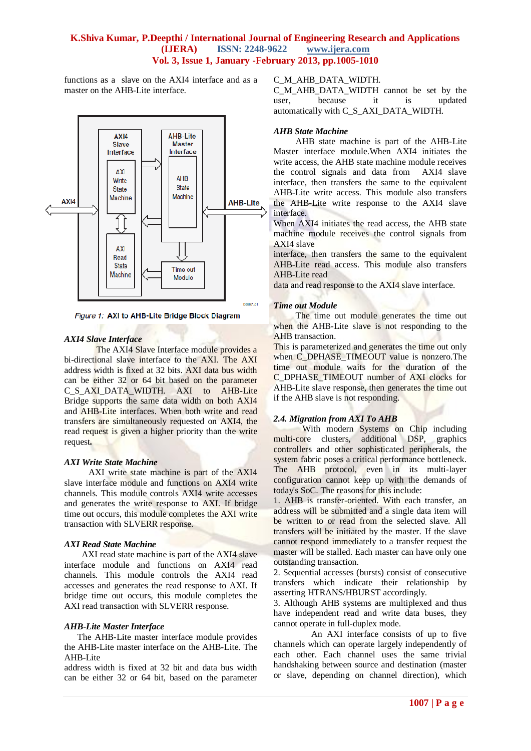functions as a slave on the AXI4 interface and as a master on the AHB-Lite interface.

Figure 1: AXI to AHB-Lite Bridge Block Diagram

### *AXI4 Slave Interface*

The AXI4 Slave Interface module provides a bi-directional slave interface to the AXI. The AXI address width is fixed at 32 bits. AXI data bus width can be either 32 or 64 bit based on the parameter C_S_AXI_DATA_WIDTH. AXI to AHB-Lite Bridge supports the same data width on both AXI4 and AHB-Lite interfaces. When both write and read transfers are simultaneously requested on AXI4, the read request is given a higher priority than the write request.

### *AXI Write State Machine*

AXI write state machine is part of the AXI4 slave interface module and functions on AXI4 write channels. This module controls AXI4 write accesses and generates the write response to AXI. If bridge time out occurs, this module completes the AXI write transaction with SLVERR response.

### *AXI Read State Machine*

AXI read state machine is part of the AXI4 slave interface module and functions on AXI4 read channels. This module controls the AXI4 read accesses and generates the read response to AXI. If bridge time out occurs, this module completes the AXI read transaction with SLVERR response.

### *AHB-Lite Master Interface*

The AHB-Lite master interface module provides the AHB-Lite master interface on the AHB-Lite. The AHB-Lite address width is fixed at 32 bit and data bus width can be either 32 or 64 bit, based on the parameter C_M_AHB_DATA_WIDTH. C_M_AHB_DATA_WIDTH cannot be set by the user, because it is updated automatically with C_S_AXI_DATA_WIDTH.

### *AHB State Machine*

AHB state machine is part of the AHB-Lite Master interface module.When AXI4 initiates the write access, the AHB state machine module receives the control signals and data from AXI4 slave interface, then transfers the same to the equivalent AHB-Lite write access. This module also transfers the AHB-Lite write response to the AXI4 slave interface.

When AXI4 initiates the read access, the AHB state machine module receives the control signals from AXI4 slave interface, then transfers the same to the equivalent AHB-Lite read access. This module also transfers AHB-Lite read data and read response to the AXI4 slave interface.

### *Time out Module*

The time out module generates the time out when the AHB-Lite slave is not responding to the AHB transaction.

This is parameterized and generates the time out only when C_DPHASE_TIMEOUT value is nonzero.The time out module waits for the duration of the C_DPHASE_TIMEOUT number of AXI clocks for AHB-Lite slave response, then generates the time out if the AHB slave is not responding.

### *2.4. Migration from AXI To AHB*

With modern Systems on Chip including multi-core clusters, additional DSP, graphics controllers and other sophisticated peripherals, the system fabric poses a critical performance bottleneck. The AHB protocol, even in its multi-layer configuration cannot keep up with the demands of today's SoC. The reasons for this include:

1. AHB is transfer-oriented. With each transfer, an address will be submitted and a single data item will be written to or read from the selected slave. All transfers will be initiated by the master. If the slave cannot respond immediately to a transfer request the master will be stalled. Each master can have only one outstanding transaction.

2. Sequential accesses (bursts) consist of consecutive transfers which indicate their relationship by asserting HTRANS/HBURST accordingly.

3. Although AHB systems are multiplexed and thus have independent read and write data buses, they cannot operate in full-duplex mode.

An AXI interface consists of up to five channels which can operate largely independently of each other. Each channel uses the same trivial handshaking between source and destination (master or slave, depending on channel direction), which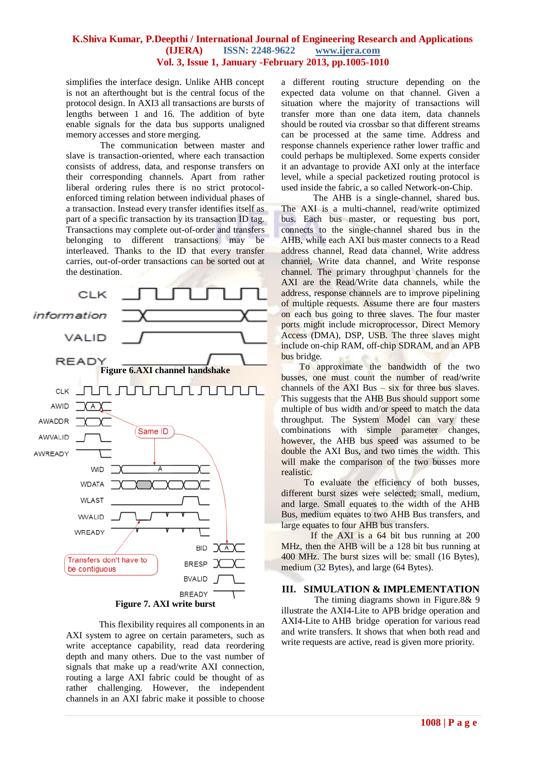simplifies the interface design. Unlike AHB concept is not an afterthought but is the central focus of the protocol design. In AXI3 all transactions are bursts of lengths between 1 and 16. The addition of byte enable signals for the data bus supports unaligned memory accesses and store merging.

The communication between master and slave is transaction-oriented, where each transaction consists of address, data, and response transfers on their corresponding channels. Apart from rather liberal ordering rules there is no strict protocol-enforced timing relation between individual phases of a transaction. Instead every transfer identifies itself as part of a specific transaction by its transaction ID tag. Transactions may complete out-of-order and transfers belonging to different transactions may be interleaved. Thanks to the ID that every transfer carries, out-of-order transactions can be sorted out at the destination.

**Figure 6.AXI channel handshake**

**Figure 7. AXI write burst**

This flexibility requires all components in an AXI system to agree on certain parameters, such as write acceptance capability, read data reordering depth and many others. Due to the vast number of signals that make up a read/write AXI connection, routing a large AXI fabric could be thought of as rather challenging. However, the independent channels in an AXI fabric make it possible to choose a different routing structure depending on the expected data volume on that channel. Given a situation where the majority of transactions will transfer more than one data item, data channels should be routed via crossbar so that different streams can be processed at the same time. Address and response channels experience rather lower traffic and could perhaps be multiplexed. Some experts consider it an advantage to provide AXI only at the interface level, while a special packetized routing protocol is used inside the fabric, a so called Network-on-Chip.

The AHB is a single-channel, shared bus. The AXI is a multi-channel, read/write optimized bus. Each bus master, or requesting bus port, connects to the single-channel shared bus in the AHB, while each AXI bus master connects to a Read address channel, Read data channel, Write address channel, Write data channel, and Write response channel. The primary throughput channels for the AXI are the Read/Write data channels, while the address, response channels are to improve pipelining of multiple requests. Assume there are four masters on each bus going to three slaves. The four master ports might include microprocessor, Direct Memory Access (DMA), DSP, USB. The three slaves might include on-chip RAM, off-chip SDRAM, and an APB bus bridge.

To approximate the bandwidth of the two busses, one must count the number of read/write channels of the AXI Bus – six for three bus slaves. This suggests that the AHB Bus should support some multiple of bus width and/or speed to match the data throughput. The System Model can vary these combinations with simple parameter changes, however, the AHB bus speed was assumed to be double the AXI Bus, and two times the width. This will make the comparison of the two busses more realistic.

To evaluate the efficiency of both busses, different burst sizes were selected; small, medium, and large. Small equates to the width of the AHB Bus, medium equates to two AHB Bus transfers, and large equates to four AHB bus transfers.

If the AXI is a 64 bit bus running at 200 MHz, then the AHB will be a 128 bit bus running at 400 MHz. The burst sizes will be: small (16 Bytes), medium (32 Bytes), and large (64 Bytes).

## III. SIMULATION & IMPLEMENTATION

The timing diagrams shown in Figure.8& 9 illustrate the AXI4-Lite to APB bridge operation and AXI4-Lite to AHB bridge operation for various read and write transfers. It shows that when both read and write requests are active, read is given more priority.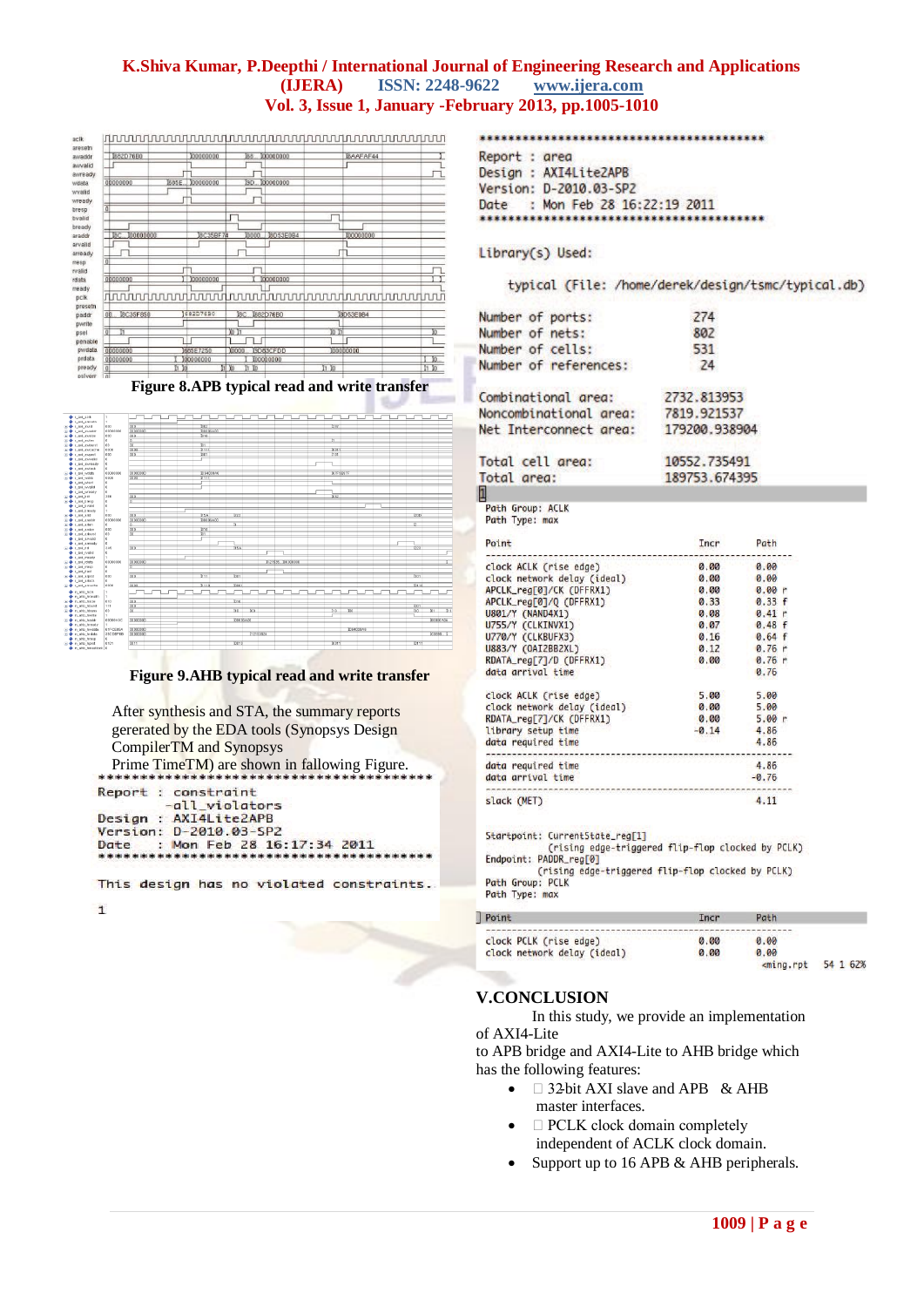Figure 8.APB typical read and write transfer

Figure 9.AHB typical read and write transfer

After synthesis and STA, the summary reports gererated by the EDA tools (Synopsys Design CompilerTM and Synopsys Prime TimeTM) are shown in fallowing Figure.

```
****************************************************
Report : constraint
        -all_violators
Design : AXI4Lite2APB
Version: D-2010.03-SP2
Date   : Mon Feb 28 16:17:34 2011
****************************************************

This design has no violated constraints.

1
```

```
*******************************************
Report : area
Design : AXI4Lite2APB
Version: D-2010.03-SP2
Date   : Mon Feb 28 16:22:19 2011
*******************************************

Library(s) Used:

    typical (File: /home/derek/design/tsmc/typical.db)

Number of ports:              274
Number of nets:               802
Number of cells:              531
Number of references:          24

Combinational area:       2732.813953
Noncombinational area:    7819.921537
Net Interconnect area:  179200.938904

Total cell area:         10552.735491
Total area:             189753.674395
```

```
Path Group: ACLK
Path Type: max

Point                                   Incr      Path
------------------------------------------------------------
clock ACLK (rise edge)                  0.00      0.00
clock network delay (ideal)             0.00      0.00
APCLK_reg[0]/CK (DFFRX1)                0.00      0.00 r
APCLK_reg[0]/Q (DFFRX1)                 0.33      0.33 f
U801/Y (NAND4X1)                        0.08      0.41 r
U755/Y (CLKINVX1)                       0.07      0.48 f
U770/Y (CLKBUFX3)                       0.16      0.64 f
U883/Y (OAI2BB2XL)                      0.12      0.76 r
RDATA_reg[7]/D (DFFRX1)                 0.00      0.76 r
data arrival time                                 0.76

clock ACLK (rise edge)                  5.00      5.00
clock network delay (ideal)             0.00      5.00
RDATA_reg[7]/CK (DFFRX1)                0.00      5.00 r
library setup time                     -0.14      4.86
data required time                                4.86
------------------------------------------------------------
data required time                                4.86
data arrival time                                -0.76
------------------------------------------------------------
slack (MET)                                       4.11


Startpoint: CurrentState_reg[1]
          (rising edge-triggered flip-flop clocked by PCLK)
Endpoint: PADDR_reg[0]
          (rising edge-triggered flip-flop clocked by PCLK)
Path Group: PCLK
Path Type: max

Point                                   Incr      Path
------------------------------------------------------------
clock PCLK (rise edge)                  0.00      0.00
clock network delay (ideal)             0.00      0.00
                                              <ming.rpt    54 1 62%
```

## V.CONCLUSION

In this study, we provide an implementation of AXI4-Lite to APB bridge and AXI4-Lite to AHB bridge which has the following features:

- 32-bit AXI slave and APB & AHB master interfaces.
- PCLK clock domain completely independent of ACLK clock domain.
- Support up to 16 APB & AHB peripherals.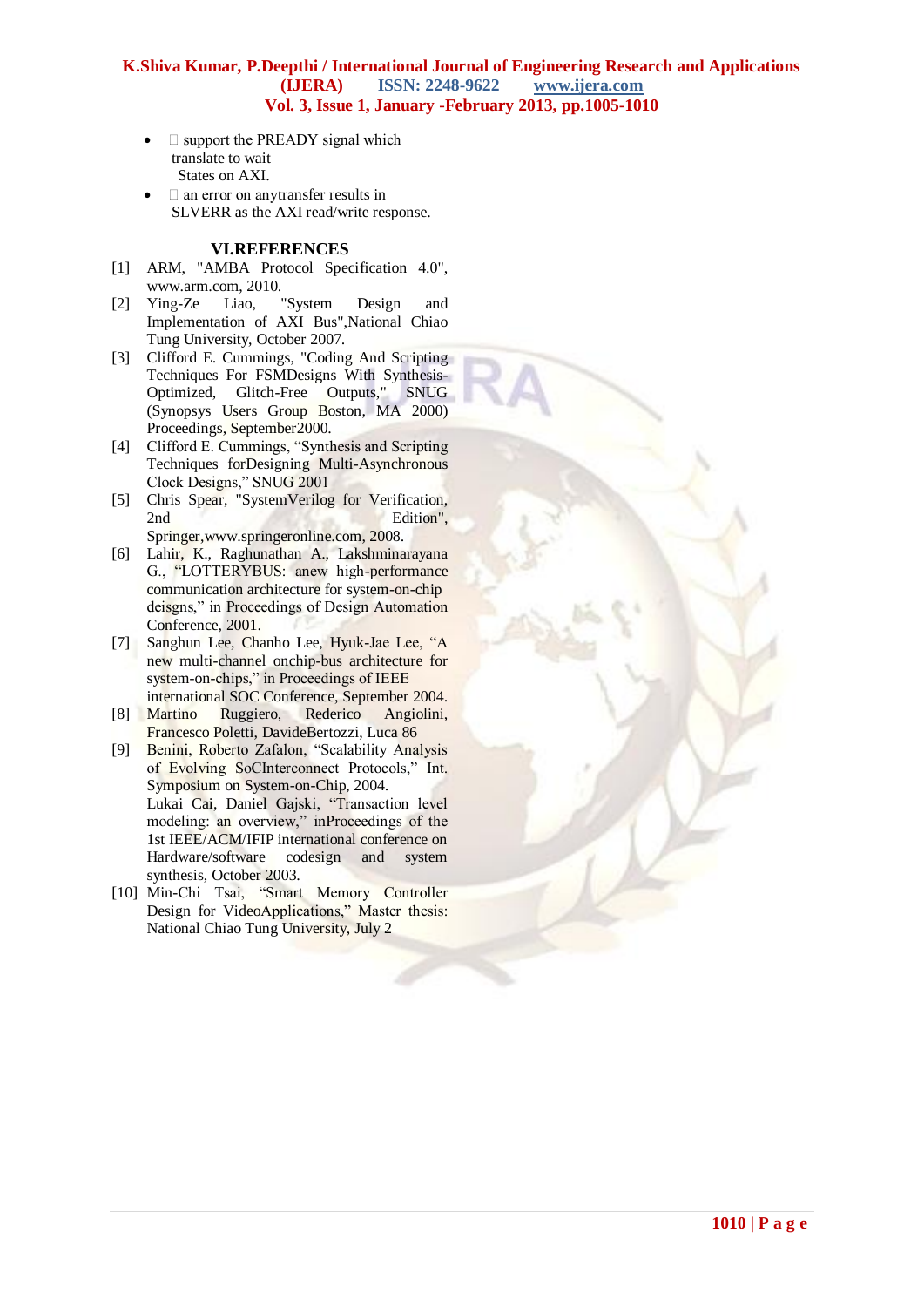- support the PREADY signal which translate to wait States on AXI.
- an error on anytransfer results in SLVERR as the AXI read/write response.

## VI.REFERENCES

[1] ARM, "AMBA Protocol Specification 4.0", www.arm.com, 2010.

[2] Ying-Ze Liao, "System Design and Implementation of AXI Bus",National Chiao Tung University, October 2007.

[3] Clifford E. Cummings, "Coding And Scripting Techniques For FSMDesigns With Synthesis-Optimized, Glitch-Free Outputs," SNUG (Synopsys Users Group Boston, MA 2000) Proceedings, September2000.

[4] Clifford E. Cummings, "Synthesis and Scripting Techniques forDesigning Multi-Asynchronous Clock Designs," SNUG 2001

[5] Chris Spear, "SystemVerilog for Verification, 2nd Edition", Springer,www.springeronline.com, 2008.

[6] Lahir, K., Raghunathan A., Lakshminarayana G., "LOTTERYBUS: anew high-performance communication architecture for system-on-chip deisgns," in Proceedings of Design Automation Conference, 2001.

[7] Sanghun Lee, Chanho Lee, Hyuk-Jae Lee, "A new multi-channel onchip-bus architecture for system-on-chips," in Proceedings of IEEE international SOC Conference, September 2004.

[8] Martino Ruggiero, Rederico Angiolini, Francesco Poletti, DavideBertozzi, Luca 86

[9] Benini, Roberto Zafalon, "Scalability Analysis of Evolving SoCInterconnect Protocols," Int. Symposium on System-on-Chip, 2004.
Lukai Cai, Daniel Gajski, "Transaction level modeling: an overview," inProceedings of the 1st IEEE/ACM/IFIP international conference on Hardware/software codesign and system synthesis, October 2003.

[10] Min-Chi Tsai, "Smart Memory Controller Design for VideoApplications," Master thesis: National Chiao Tung University, July 2